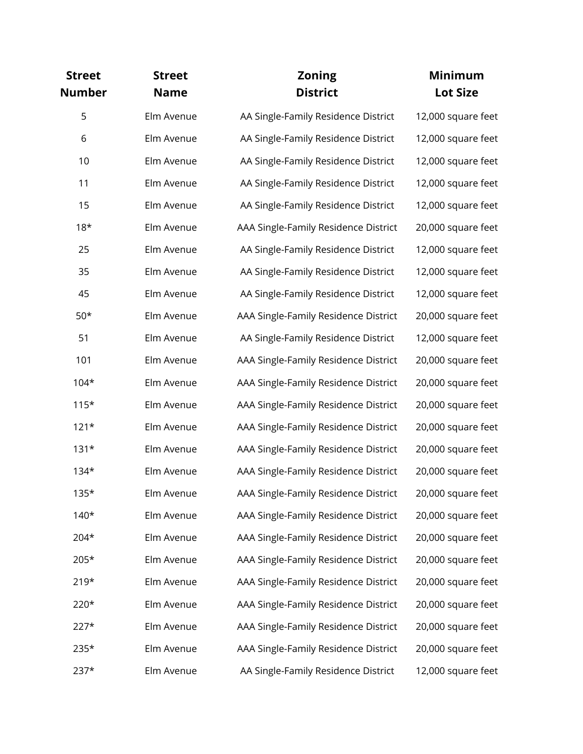| Street Number | Street Name | Zoning District | Minimum Lot Size |
|---|---|---|---|
| 5 | Elm Avenue | AA Single-Family Residence District | 12,000 square feet |
| 6 | Elm Avenue | AA Single-Family Residence District | 12,000 square feet |
| 10 | Elm Avenue | AA Single-Family Residence District | 12,000 square feet |
| 11 | Elm Avenue | AA Single-Family Residence District | 12,000 square feet |
| 15 | Elm Avenue | AA Single-Family Residence District | 12,000 square feet |
| 18* | Elm Avenue | AAA Single-Family Residence District | 20,000 square feet |
| 25 | Elm Avenue | AA Single-Family Residence District | 12,000 square feet |
| 35 | Elm Avenue | AA Single-Family Residence District | 12,000 square feet |
| 45 | Elm Avenue | AA Single-Family Residence District | 12,000 square feet |
| 50* | Elm Avenue | AAA Single-Family Residence District | 20,000 square feet |
| 51 | Elm Avenue | AA Single-Family Residence District | 12,000 square feet |
| 101 | Elm Avenue | AAA Single-Family Residence District | 20,000 square feet |
| 104* | Elm Avenue | AAA Single-Family Residence District | 20,000 square feet |
| 115* | Elm Avenue | AAA Single-Family Residence District | 20,000 square feet |
| 121* | Elm Avenue | AAA Single-Family Residence District | 20,000 square feet |
| 131* | Elm Avenue | AAA Single-Family Residence District | 20,000 square feet |
| 134* | Elm Avenue | AAA Single-Family Residence District | 20,000 square feet |
| 135* | Elm Avenue | AAA Single-Family Residence District | 20,000 square feet |
| 140* | Elm Avenue | AAA Single-Family Residence District | 20,000 square feet |
| 204* | Elm Avenue | AAA Single-Family Residence District | 20,000 square feet |
| 205* | Elm Avenue | AAA Single-Family Residence District | 20,000 square feet |
| 219* | Elm Avenue | AAA Single-Family Residence District | 20,000 square feet |
| 220* | Elm Avenue | AAA Single-Family Residence District | 20,000 square feet |
| 227* | Elm Avenue | AAA Single-Family Residence District | 20,000 square feet |
| 235* | Elm Avenue | AAA Single-Family Residence District | 20,000 square feet |
| 237* | Elm Avenue | AA Single-Family Residence District | 12,000 square feet |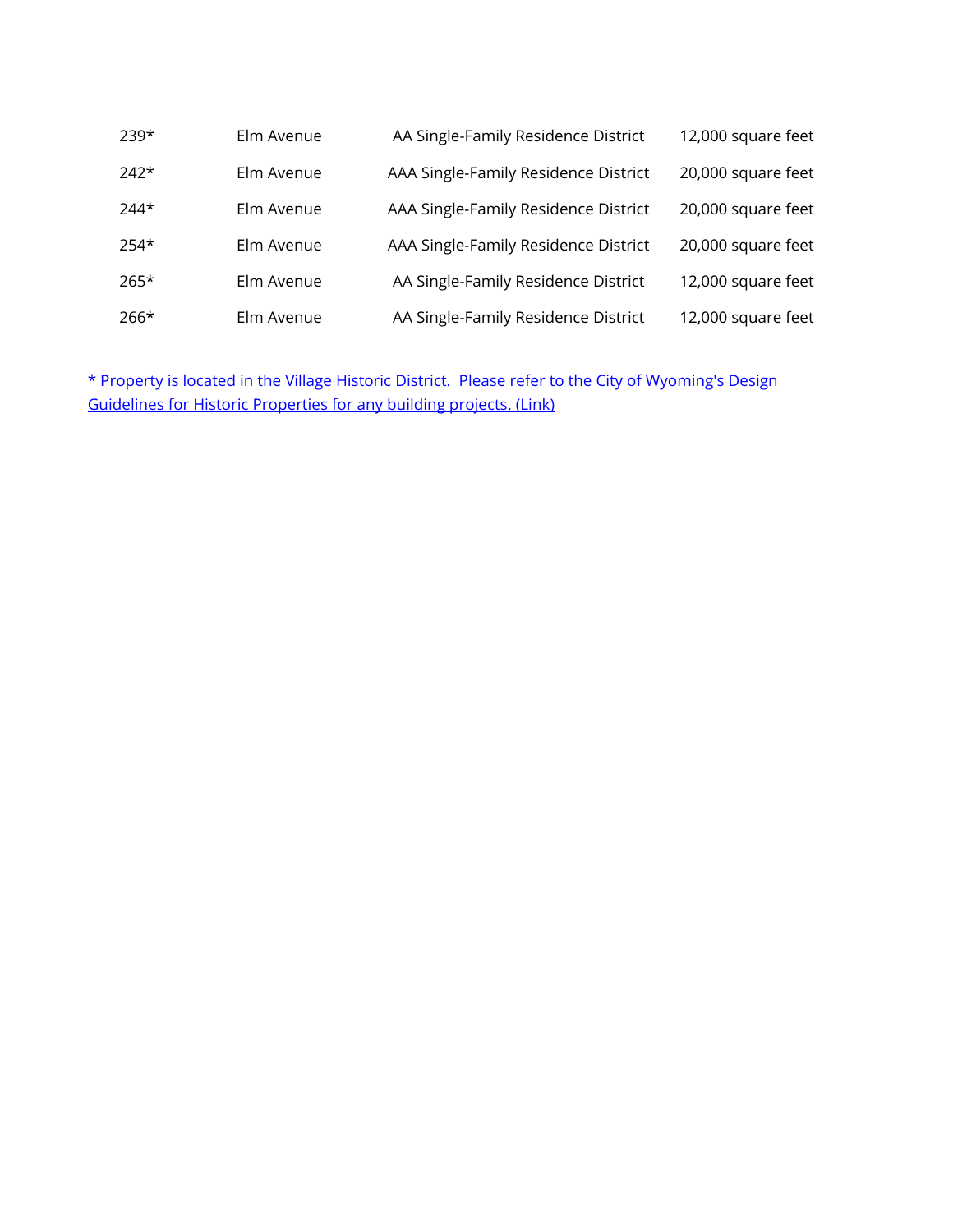| | | | |
|---|---|---|---|
| 239* | Elm Avenue | AA Single-Family Residence District | 12,000 square feet |
| 242* | Elm Avenue | AAA Single-Family Residence District | 20,000 square feet |
| 244* | Elm Avenue | AAA Single-Family Residence District | 20,000 square feet |
| 254* | Elm Avenue | AAA Single-Family Residence District | 20,000 square feet |
| 265* | Elm Avenue | AA Single-Family Residence District | 12,000 square feet |
| 266* | Elm Avenue | AA Single-Family Residence District | 12,000 square feet |

* Property is located in the Village Historic District. Please refer to the City of Wyoming's Design Guidelines for Historic Properties for any building projects. (Link)